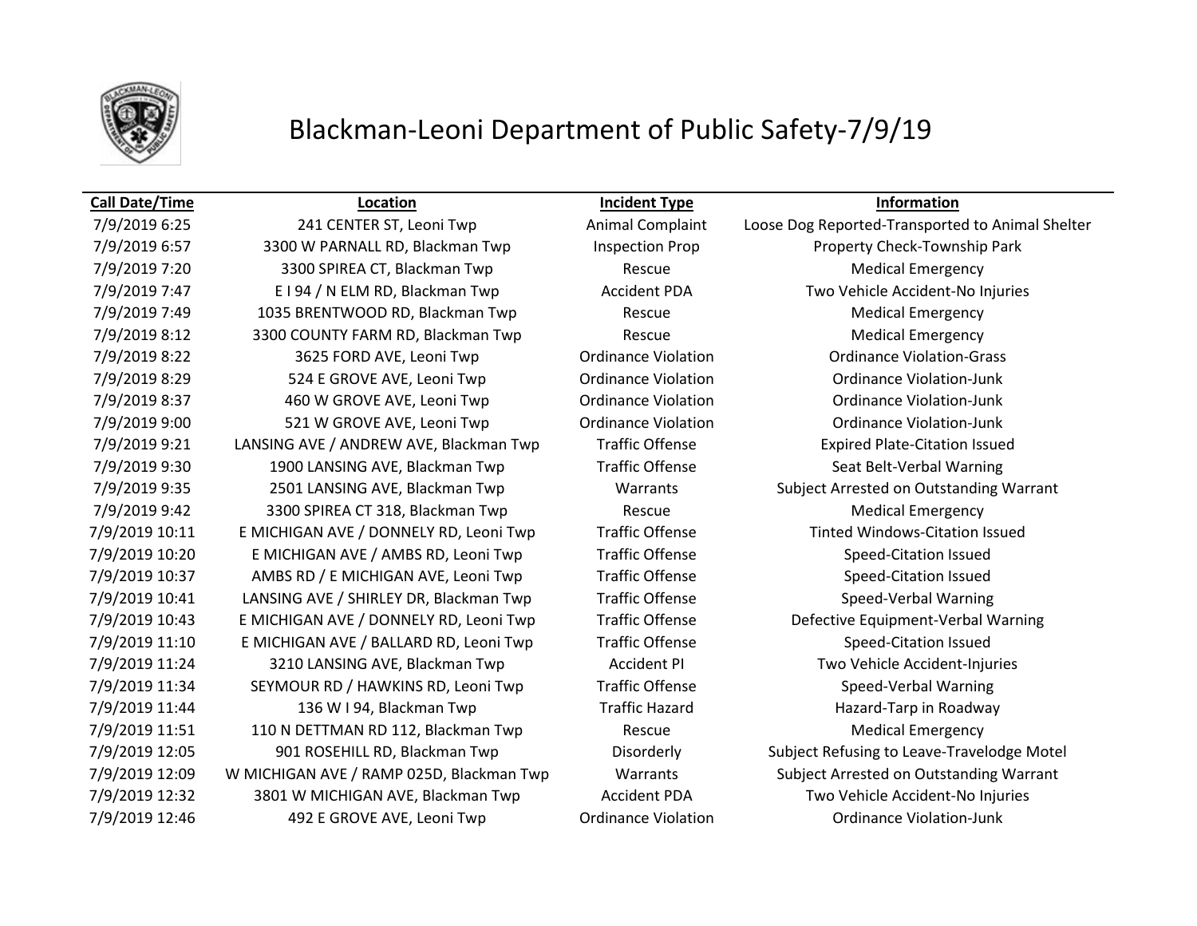# Blackman-Leoni Department of Public Safety-7/9/19

| Call Date/Time | Location | Incident Type | Information |
|---|---|---|---|
| 7/9/2019 6:25 | 241 CENTER ST, Leoni Twp | Animal Complaint | Loose Dog Reported-Transported to Animal Shelter |
| 7/9/2019 6:57 | 3300 W PARNALL RD, Blackman Twp | Inspection Prop | Property Check-Township Park |
| 7/9/2019 7:20 | 3300 SPIREA CT, Blackman Twp | Rescue | Medical Emergency |
| 7/9/2019 7:47 | E I 94 / N ELM RD, Blackman Twp | Accident PDA | Two Vehicle Accident-No Injuries |
| 7/9/2019 7:49 | 1035 BRENTWOOD RD, Blackman Twp | Rescue | Medical Emergency |
| 7/9/2019 8:12 | 3300 COUNTY FARM RD, Blackman Twp | Rescue | Medical Emergency |
| 7/9/2019 8:22 | 3625 FORD AVE, Leoni Twp | Ordinance Violation | Ordinance Violation-Grass |
| 7/9/2019 8:29 | 524 E GROVE AVE, Leoni Twp | Ordinance Violation | Ordinance Violation-Junk |
| 7/9/2019 8:37 | 460 W GROVE AVE, Leoni Twp | Ordinance Violation | Ordinance Violation-Junk |
| 7/9/2019 9:00 | 521 W GROVE AVE, Leoni Twp | Ordinance Violation | Ordinance Violation-Junk |
| 7/9/2019 9:21 | LANSING AVE / ANDREW AVE, Blackman Twp | Traffic Offense | Expired Plate-Citation Issued |
| 7/9/2019 9:30 | 1900 LANSING AVE, Blackman Twp | Traffic Offense | Seat Belt-Verbal Warning |
| 7/9/2019 9:35 | 2501 LANSING AVE, Blackman Twp | Warrants | Subject Arrested on Outstanding Warrant |
| 7/9/2019 9:42 | 3300 SPIREA CT 318, Blackman Twp | Rescue | Medical Emergency |
| 7/9/2019 10:11 | E MICHIGAN AVE / DONNELY RD, Leoni Twp | Traffic Offense | Tinted Windows-Citation Issued |
| 7/9/2019 10:20 | E MICHIGAN AVE / AMBS RD, Leoni Twp | Traffic Offense | Speed-Citation Issued |
| 7/9/2019 10:37 | AMBS RD / E MICHIGAN AVE, Leoni Twp | Traffic Offense | Speed-Citation Issued |
| 7/9/2019 10:41 | LANSING AVE / SHIRLEY DR, Blackman Twp | Traffic Offense | Speed-Verbal Warning |
| 7/9/2019 10:43 | E MICHIGAN AVE / DONNELY RD, Leoni Twp | Traffic Offense | Defective Equipment-Verbal Warning |
| 7/9/2019 11:10 | E MICHIGAN AVE / BALLARD RD, Leoni Twp | Traffic Offense | Speed-Citation Issued |
| 7/9/2019 11:24 | 3210 LANSING AVE, Blackman Twp | Accident PI | Two Vehicle Accident-Injuries |
| 7/9/2019 11:34 | SEYMOUR RD / HAWKINS RD, Leoni Twp | Traffic Offense | Speed-Verbal Warning |
| 7/9/2019 11:44 | 136 W I 94, Blackman Twp | Traffic Hazard | Hazard-Tarp in Roadway |
| 7/9/2019 11:51 | 110 N DETTMAN RD 112, Blackman Twp | Rescue | Medical Emergency |
| 7/9/2019 12:05 | 901 ROSEHILL RD, Blackman Twp | Disorderly | Subject Refusing to Leave-Travelodge Motel |
| 7/9/2019 12:09 | W MICHIGAN AVE / RAMP 025D, Blackman Twp | Warrants | Subject Arrested on Outstanding Warrant |
| 7/9/2019 12:32 | 3801 W MICHIGAN AVE, Blackman Twp | Accident PDA | Two Vehicle Accident-No Injuries |
| 7/9/2019 12:46 | 492 E GROVE AVE, Leoni Twp | Ordinance Violation | Ordinance Violation-Junk |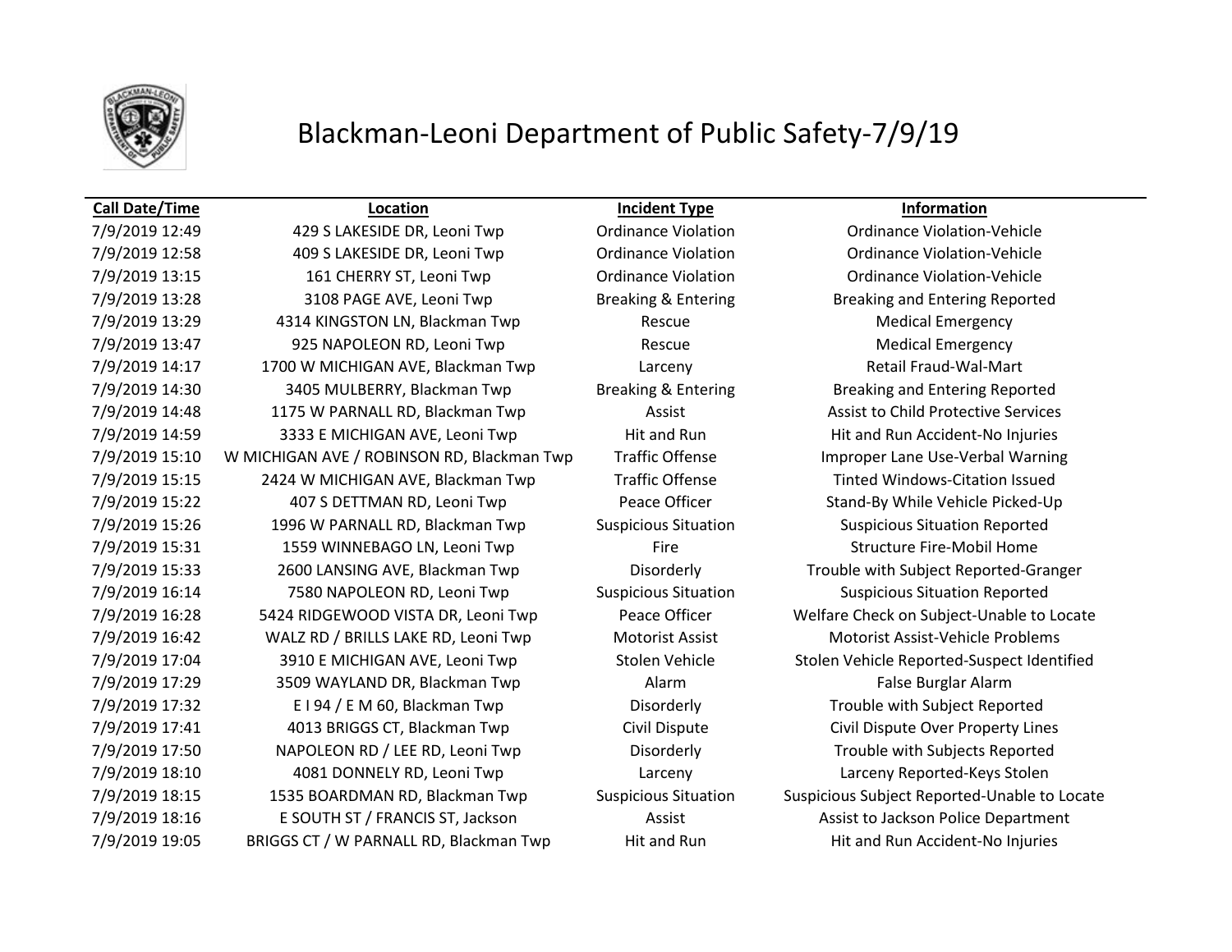# Blackman-Leoni Department of Public Safety-7/9/19

| Call Date/Time | Location | Incident Type | Information |
|---|---|---|---|
| 7/9/2019 12:49 | 429 S LAKESIDE DR, Leoni Twp | Ordinance Violation | Ordinance Violation-Vehicle |
| 7/9/2019 12:58 | 409 S LAKESIDE DR, Leoni Twp | Ordinance Violation | Ordinance Violation-Vehicle |
| 7/9/2019 13:15 | 161 CHERRY ST, Leoni Twp | Ordinance Violation | Ordinance Violation-Vehicle |
| 7/9/2019 13:28 | 3108 PAGE AVE, Leoni Twp | Breaking & Entering | Breaking and Entering Reported |
| 7/9/2019 13:29 | 4314 KINGSTON LN, Blackman Twp | Rescue | Medical Emergency |
| 7/9/2019 13:47 | 925 NAPOLEON RD, Leoni Twp | Rescue | Medical Emergency |
| 7/9/2019 14:17 | 1700 W MICHIGAN AVE, Blackman Twp | Larceny | Retail Fraud-Wal-Mart |
| 7/9/2019 14:30 | 3405 MULBERRY, Blackman Twp | Breaking & Entering | Breaking and Entering Reported |
| 7/9/2019 14:48 | 1175 W PARNALL RD, Blackman Twp | Assist | Assist to Child Protective Services |
| 7/9/2019 14:59 | 3333 E MICHIGAN AVE, Leoni Twp | Hit and Run | Hit and Run Accident-No Injuries |
| 7/9/2019 15:10 | W MICHIGAN AVE / ROBINSON RD, Blackman Twp | Traffic Offense | Improper Lane Use-Verbal Warning |
| 7/9/2019 15:15 | 2424 W MICHIGAN AVE, Blackman Twp | Traffic Offense | Tinted Windows-Citation Issued |
| 7/9/2019 15:22 | 407 S DETTMAN RD, Leoni Twp | Peace Officer | Stand-By While Vehicle Picked-Up |
| 7/9/2019 15:26 | 1996 W PARNALL RD, Blackman Twp | Suspicious Situation | Suspicious Situation Reported |
| 7/9/2019 15:31 | 1559 WINNEBAGO LN, Leoni Twp | Fire | Structure Fire-Mobil Home |
| 7/9/2019 15:33 | 2600 LANSING AVE, Blackman Twp | Disorderly | Trouble with Subject Reported-Granger |
| 7/9/2019 16:14 | 7580 NAPOLEON RD, Leoni Twp | Suspicious Situation | Suspicious Situation Reported |
| 7/9/2019 16:28 | 5424 RIDGEWOOD VISTA DR, Leoni Twp | Peace Officer | Welfare Check on Subject-Unable to Locate |
| 7/9/2019 16:42 | WALZ RD / BRILLS LAKE RD, Leoni Twp | Motorist Assist | Motorist Assist-Vehicle Problems |
| 7/9/2019 17:04 | 3910 E MICHIGAN AVE, Leoni Twp | Stolen Vehicle | Stolen Vehicle Reported-Suspect Identified |
| 7/9/2019 17:29 | 3509 WAYLAND DR, Blackman Twp | Alarm | False Burglar Alarm |
| 7/9/2019 17:32 | E I 94 / E M 60, Blackman Twp | Disorderly | Trouble with Subject Reported |
| 7/9/2019 17:41 | 4013 BRIGGS CT, Blackman Twp | Civil Dispute | Civil Dispute Over Property Lines |
| 7/9/2019 17:50 | NAPOLEON RD / LEE RD, Leoni Twp | Disorderly | Trouble with Subjects Reported |
| 7/9/2019 18:10 | 4081 DONNELY RD, Leoni Twp | Larceny | Larceny Reported-Keys Stolen |
| 7/9/2019 18:15 | 1535 BOARDMAN RD, Blackman Twp | Suspicious Situation | Suspicious Subject Reported-Unable to Locate |
| 7/9/2019 18:16 | E SOUTH ST / FRANCIS ST, Jackson | Assist | Assist to Jackson Police Department |
| 7/9/2019 19:05 | BRIGGS CT / W PARNALL RD, Blackman Twp | Hit and Run | Hit and Run Accident-No Injuries |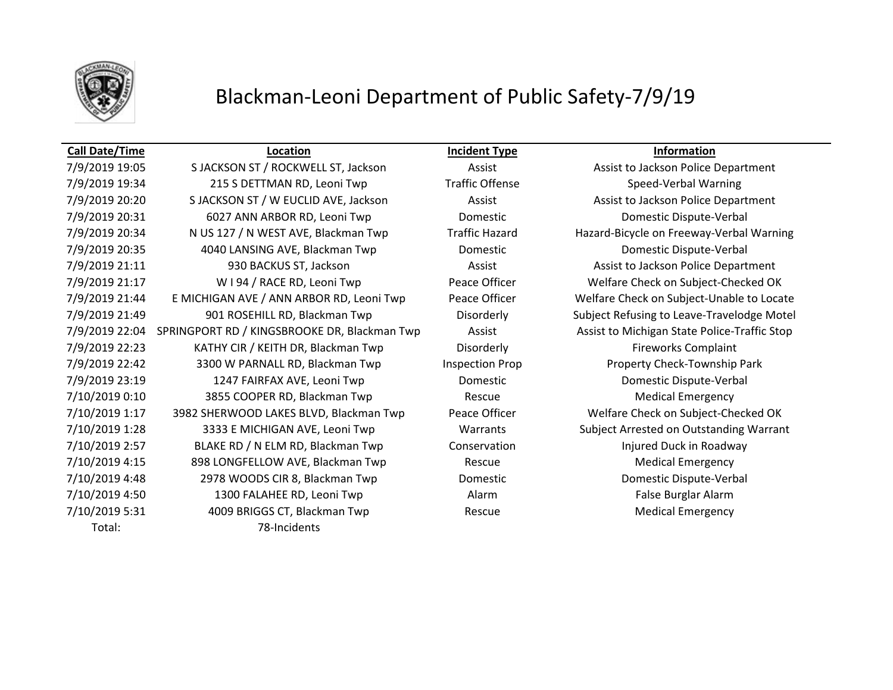# Blackman-Leoni Department of Public Safety-7/9/19

| Call Date/Time | Location | Incident Type | Information |
|---|---|---|---|
| 7/9/2019 19:05 | S JACKSON ST / ROCKWELL ST, Jackson | Assist | Assist to Jackson Police Department |
| 7/9/2019 19:34 | 215 S DETTMAN RD, Leoni Twp | Traffic Offense | Speed-Verbal Warning |
| 7/9/2019 20:20 | S JACKSON ST / W EUCLID AVE, Jackson | Assist | Assist to Jackson Police Department |
| 7/9/2019 20:31 | 6027 ANN ARBOR RD, Leoni Twp | Domestic | Domestic Dispute-Verbal |
| 7/9/2019 20:34 | N US 127 / N WEST AVE, Blackman Twp | Traffic Hazard | Hazard-Bicycle on Freeway-Verbal Warning |
| 7/9/2019 20:35 | 4040 LANSING AVE, Blackman Twp | Domestic | Domestic Dispute-Verbal |
| 7/9/2019 21:11 | 930 BACKUS ST, Jackson | Assist | Assist to Jackson Police Department |
| 7/9/2019 21:17 | W I 94 / RACE RD, Leoni Twp | Peace Officer | Welfare Check on Subject-Checked OK |
| 7/9/2019 21:44 | E MICHIGAN AVE / ANN ARBOR RD, Leoni Twp | Peace Officer | Welfare Check on Subject-Unable to Locate |
| 7/9/2019 21:49 | 901 ROSEHILL RD, Blackman Twp | Disorderly | Subject Refusing to Leave-Travelodge Motel |
| 7/9/2019 22:04 | SPRINGPORT RD / KINGSBROOKE DR, Blackman Twp | Assist | Assist to Michigan State Police-Traffic Stop |
| 7/9/2019 22:23 | KATHY CIR / KEITH DR, Blackman Twp | Disorderly | Fireworks Complaint |
| 7/9/2019 22:42 | 3300 W PARNALL RD, Blackman Twp | Inspection Prop | Property Check-Township Park |
| 7/9/2019 23:19 | 1247 FAIRFAX AVE, Leoni Twp | Domestic | Domestic Dispute-Verbal |
| 7/10/2019 0:10 | 3855 COOPER RD, Blackman Twp | Rescue | Medical Emergency |
| 7/10/2019 1:17 | 3982 SHERWOOD LAKES BLVD, Blackman Twp | Peace Officer | Welfare Check on Subject-Checked OK |
| 7/10/2019 1:28 | 3333 E MICHIGAN AVE, Leoni Twp | Warrants | Subject Arrested on Outstanding Warrant |
| 7/10/2019 2:57 | BLAKE RD / N ELM RD, Blackman Twp | Conservation | Injured Duck in Roadway |
| 7/10/2019 4:15 | 898 LONGFELLOW AVE, Blackman Twp | Rescue | Medical Emergency |
| 7/10/2019 4:48 | 2978 WOODS CIR 8, Blackman Twp | Domestic | Domestic Dispute-Verbal |
| 7/10/2019 4:50 | 1300 FALAHEE RD, Leoni Twp | Alarm | False Burglar Alarm |
| 7/10/2019 5:31 | 4009 BRIGGS CT, Blackman Twp | Rescue | Medical Emergency |
| Total: | 78-Incidents | | |